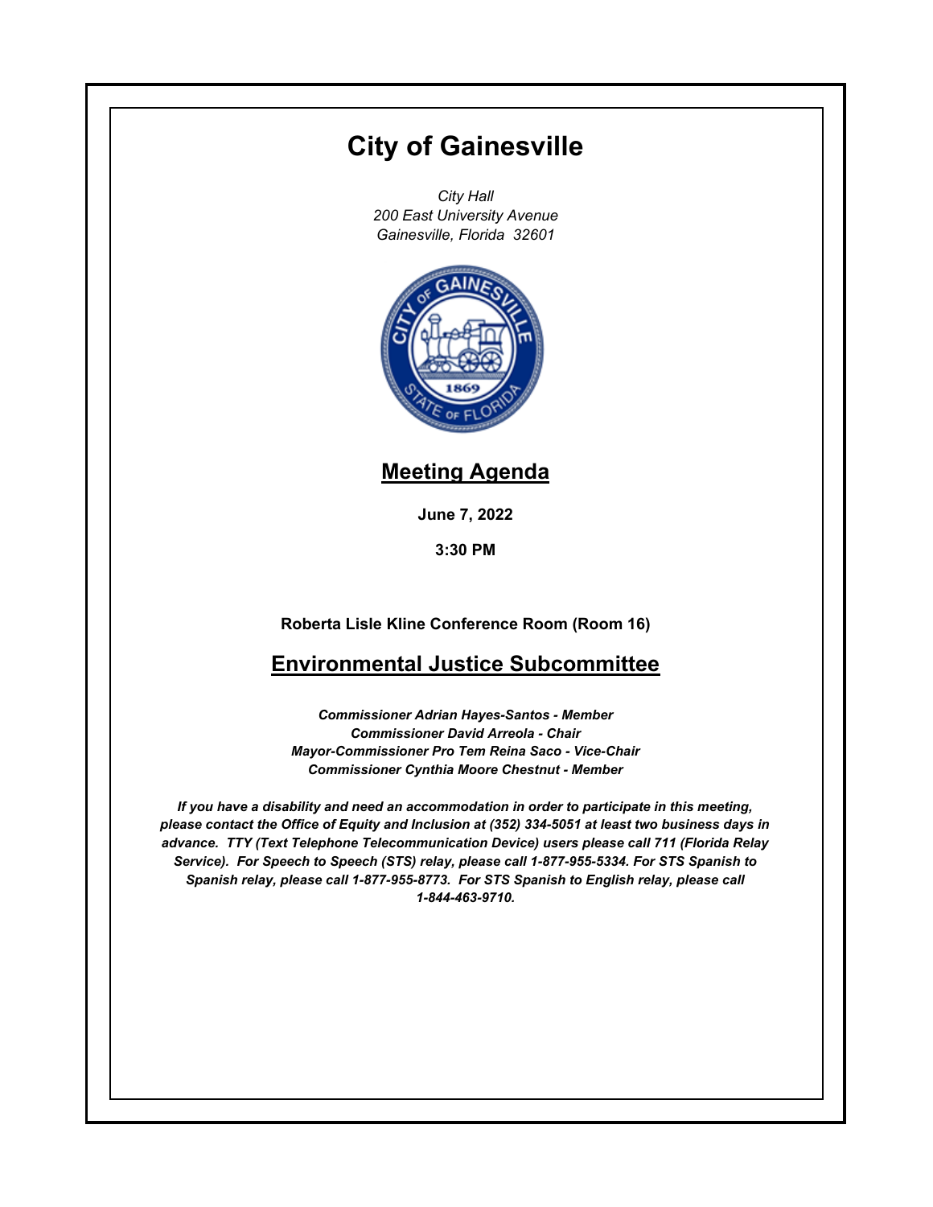# City of Gainesville

*City Hall*
*200 East University Avenue*
*Gainesville, Florida 32601*

## Meeting Agenda

**June 7, 2022**

**3:30 PM**

**Roberta Lisle Kline Conference Room (Room 16)**

## Environmental Justice Subcommittee

***Commissioner Adrian Hayes-Santos - Member***
***Commissioner David Arreola - Chair***
***Mayor-Commissioner Pro Tem Reina Saco - Vice-Chair***
***Commissioner Cynthia Moore Chestnut - Member***

***If you have a disability and need an accommodation in order to participate in this meeting, please contact the Office of Equity and Inclusion at (352) 334-5051 at least two business days in advance. TTY (Text Telephone Telecommunication Device) users please call 711 (Florida Relay Service). For Speech to Speech (STS) relay, please call 1-877-955-5334. For STS Spanish to Spanish relay, please call 1-877-955-8773. For STS Spanish to English relay, please call 1-844-463-9710.***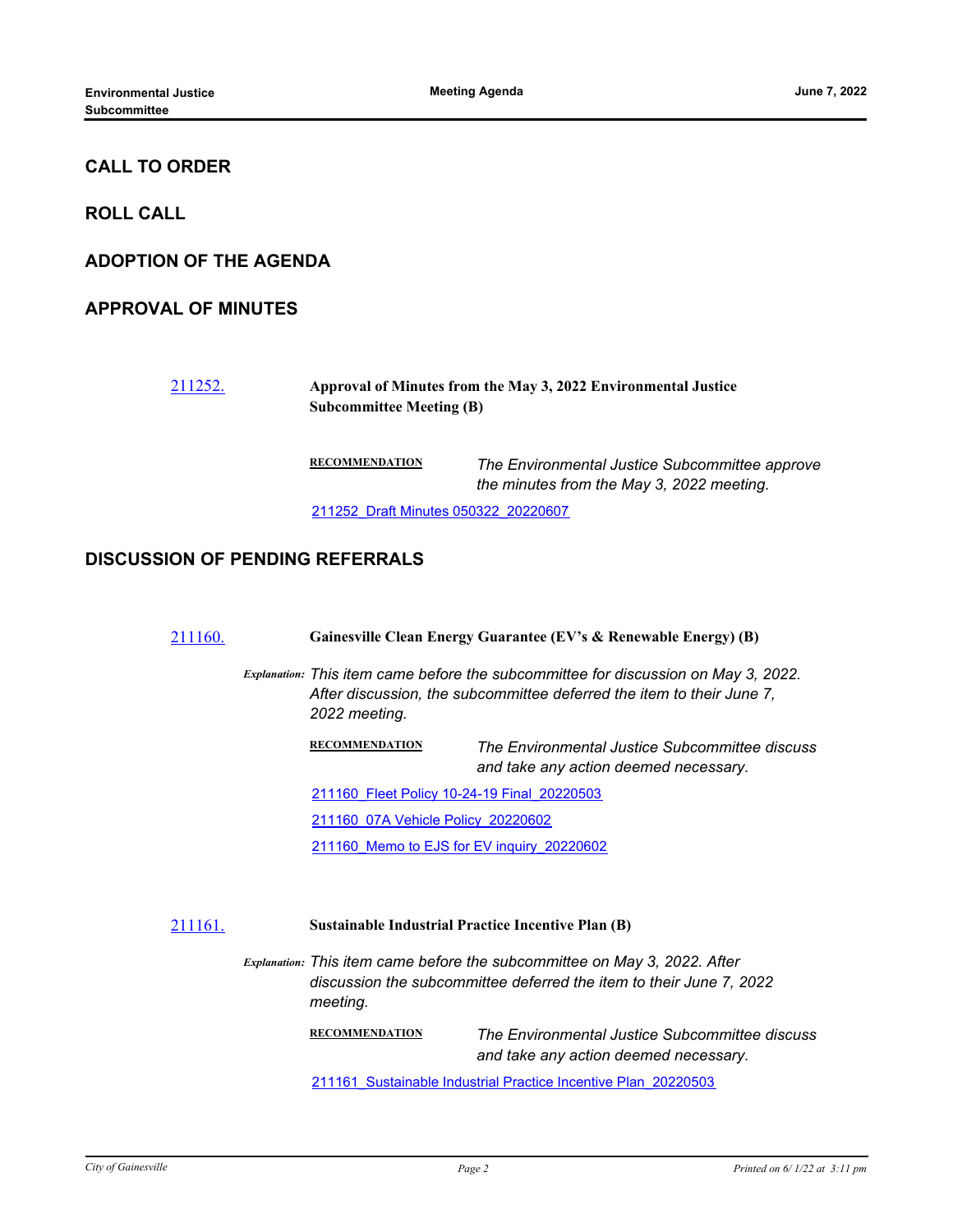## CALL TO ORDER

## ROLL CALL

## ADOPTION OF THE AGENDA

## APPROVAL OF MINUTES

211252. **Approval of Minutes from the May 3, 2022 Environmental Justice Subcommittee Meeting (B)**

**RECOMMENDATION** *The Environmental Justice Subcommittee approve the minutes from the May 3, 2022 meeting.*

211252_Draft Minutes 050322_20220607

## DISCUSSION OF PENDING REFERRALS

211160. **Gainesville Clean Energy Guarantee (EV's & Renewable Energy) (B)**

*Explanation: This item came before the subcommittee for discussion on May 3, 2022. After discussion, the subcommittee deferred the item to their June 7, 2022 meeting.*

**RECOMMENDATION** *The Environmental Justice Subcommittee discuss and take any action deemed necessary.*

211160_Fleet Policy 10-24-19 Final_20220503

211160_07A Vehicle Policy_20220602

211160_Memo to EJS for EV inquiry_20220602

211161. **Sustainable Industrial Practice Incentive Plan (B)**

*Explanation: This item came before the subcommittee on May 3, 2022. After discussion the subcommittee deferred the item to their June 7, 2022 meeting.*

**RECOMMENDATION** *The Environmental Justice Subcommittee discuss and take any action deemed necessary.*

211161_Sustainable Industrial Practice Incentive Plan_20220503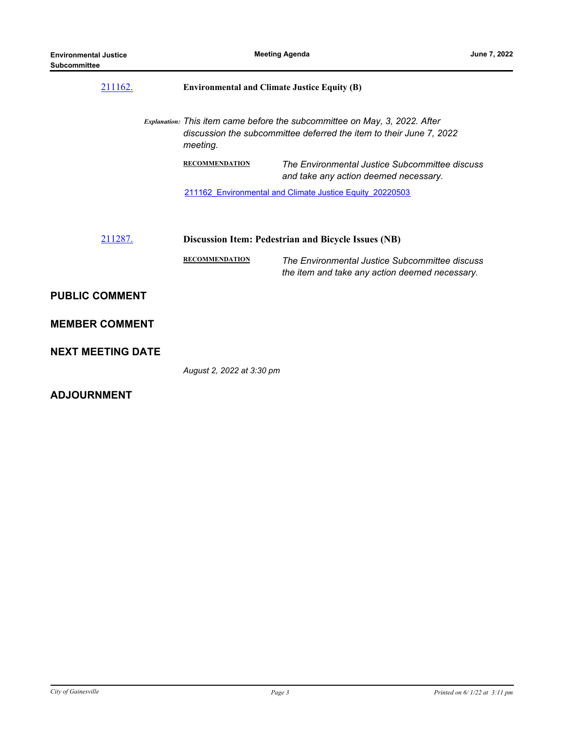211162. **Environmental and Climate Justice Equity (B)**

*Explanation:* *This item came before the subcommittee on May, 3, 2022. After discussion the subcommittee deferred the item to their June 7, 2022 meeting.*

**RECOMMENDATION** *The Environmental Justice Subcommittee discuss and take any action deemed necessary.*

211162_Environmental and Climate Justice Equity_20220503

211287. **Discussion Item: Pedestrian and Bicycle Issues (NB)**

**RECOMMENDATION** *The Environmental Justice Subcommittee discuss the item and take any action deemed necessary.*

## PUBLIC COMMENT

## MEMBER COMMENT

## NEXT MEETING DATE

*August 2, 2022 at 3:30 pm*

## ADJOURNMENT